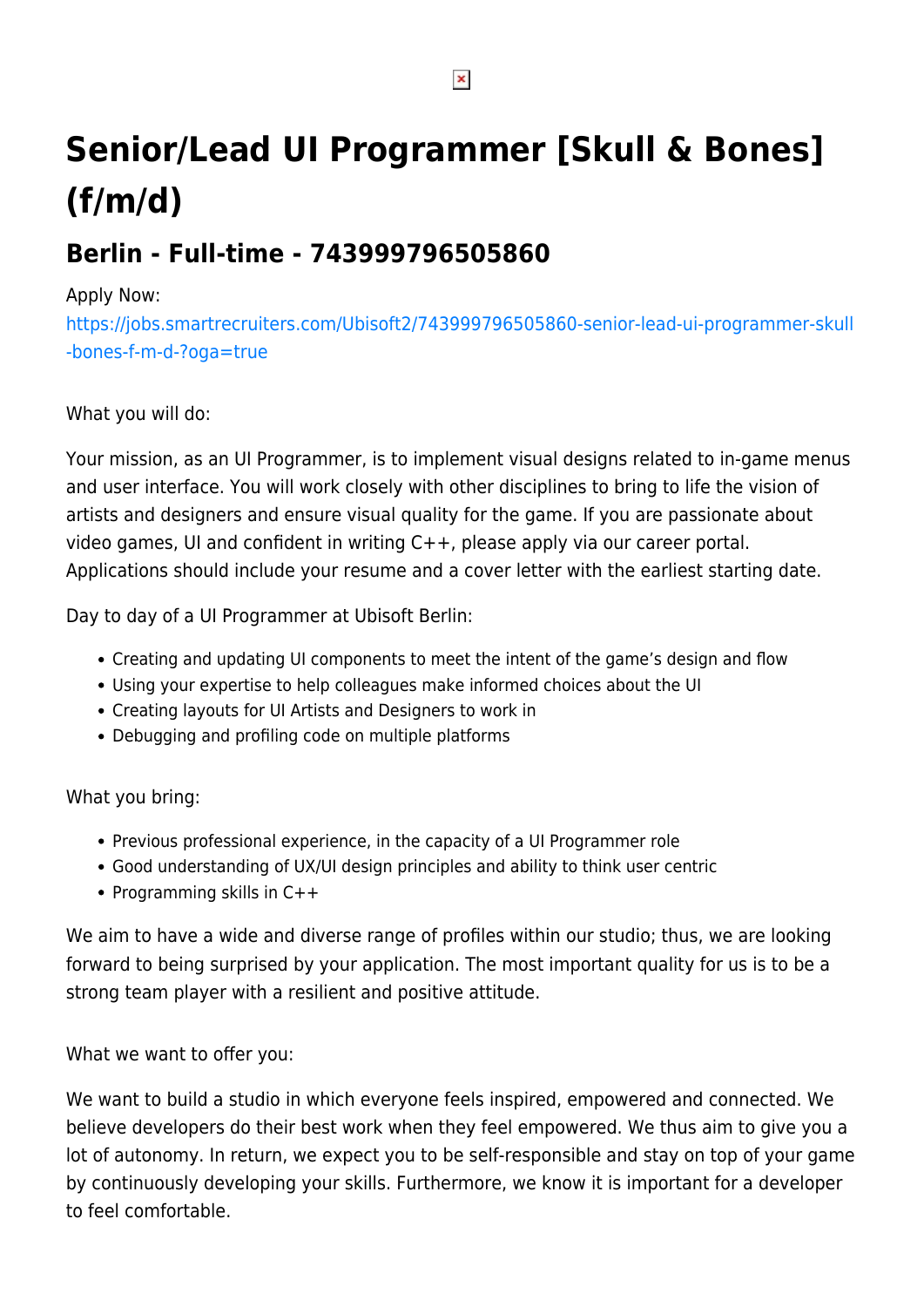# Senior/Lead UI Programmer [Skull & Bones] (f/m/d)

## Berlin - Full-time - 743999796505860

Apply Now:
https://jobs.smartrecruiters.com/Ubisoft2/743999796505860-senior-lead-ui-programmer-skull-bones-f-m-d-?oga=true

What you will do:

Your mission, as an UI Programmer, is to implement visual designs related to in-game menus and user interface. You will work closely with other disciplines to bring to life the vision of artists and designers and ensure visual quality for the game. If you are passionate about video games, UI and confident in writing C++, please apply via our career portal. Applications should include your resume and a cover letter with the earliest starting date.

Day to day of a UI Programmer at Ubisoft Berlin:

- Creating and updating UI components to meet the intent of the game's design and flow
- Using your expertise to help colleagues make informed choices about the UI
- Creating layouts for UI Artists and Designers to work in
- Debugging and profiling code on multiple platforms

What you bring:

- Previous professional experience, in the capacity of a UI Programmer role
- Good understanding of UX/UI design principles and ability to think user centric
- Programming skills in C++

We aim to have a wide and diverse range of profiles within our studio; thus, we are looking forward to being surprised by your application. The most important quality for us is to be a strong team player with a resilient and positive attitude.

What we want to offer you:

We want to build a studio in which everyone feels inspired, empowered and connected. We believe developers do their best work when they feel empowered. We thus aim to give you a lot of autonomy. In return, we expect you to be self-responsible and stay on top of your game by continuously developing your skills. Furthermore, we know it is important for a developer to feel comfortable.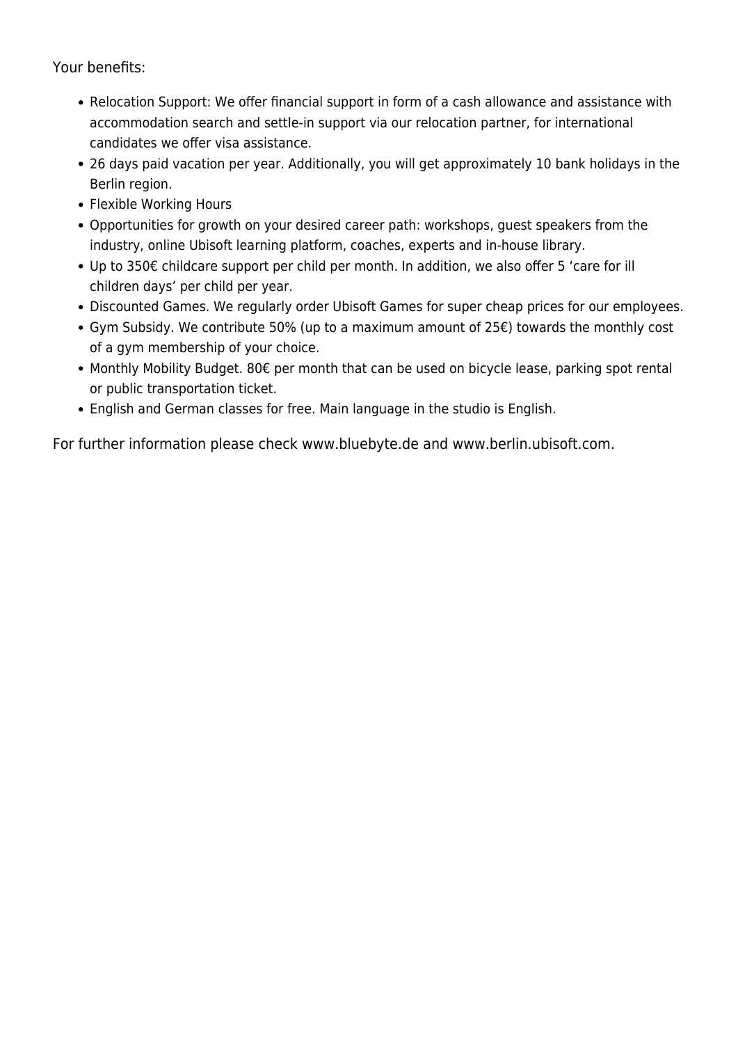Your benefits:

- Relocation Support: We offer financial support in form of a cash allowance and assistance with accommodation search and settle-in support via our relocation partner, for international candidates we offer visa assistance.
- 26 days paid vacation per year. Additionally, you will get approximately 10 bank holidays in the Berlin region.
- Flexible Working Hours
- Opportunities for growth on your desired career path: workshops, guest speakers from the industry, online Ubisoft learning platform, coaches, experts and in-house library.
- Up to 350€ childcare support per child per month. In addition, we also offer 5 'care for ill children days' per child per year.
- Discounted Games. We regularly order Ubisoft Games for super cheap prices for our employees.
- Gym Subsidy. We contribute 50% (up to a maximum amount of 25€) towards the monthly cost of a gym membership of your choice.
- Monthly Mobility Budget. 80€ per month that can be used on bicycle lease, parking spot rental or public transportation ticket.
- English and German classes for free. Main language in the studio is English.

For further information please check www.bluebyte.de and www.berlin.ubisoft.com.